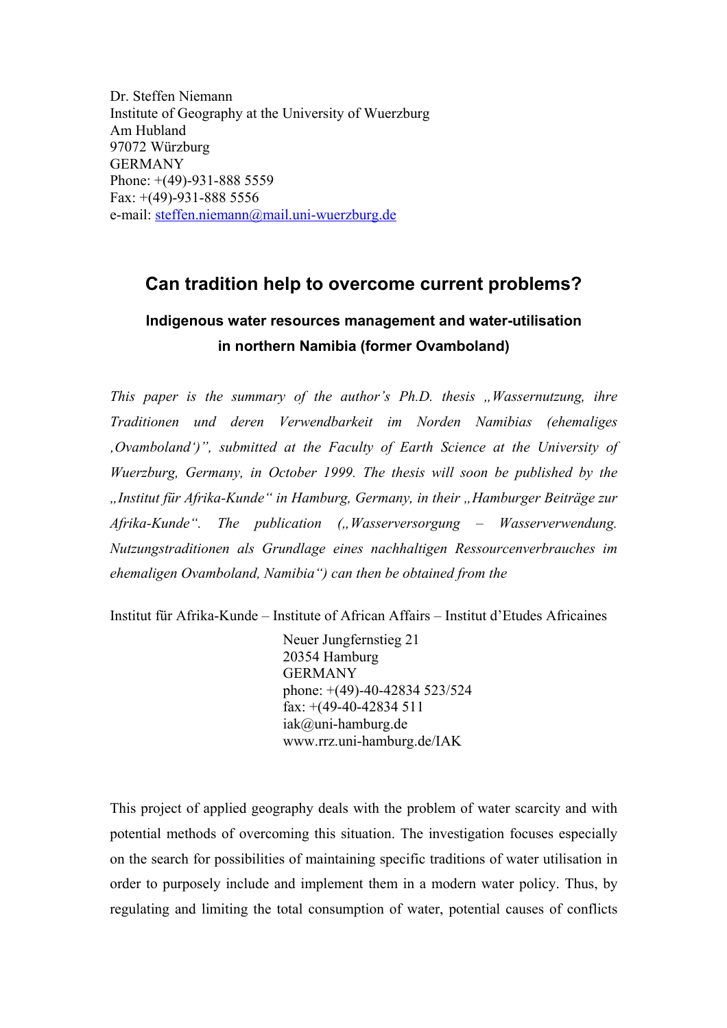Dr. Steffen Niemann
Institute of Geography at the University of Wuerzburg
Am Hubland
97072 Würzburg
GERMANY
Phone: +(49)-931-888 5559
Fax: +(49)-931-888 5556
e-mail: steffen.niemann@mail.uni-wuerzburg.de

# Can tradition help to overcome current problems?

## Indigenous water resources management and water-utilisation in northern Namibia (former Ovamboland)

*This paper is the summary of the author's Ph.D. thesis „Wassernutzung, ihre Traditionen und deren Verwendbarkeit im Norden Namibias (ehemaliges ‚Ovamboland')", submitted at the Faculty of Earth Science at the University of Wuerzburg, Germany, in October 1999. The thesis will soon be published by the „Institut für Afrika-Kunde" in Hamburg, Germany, in their „Hamburger Beiträge zur Afrika-Kunde". The publication („Wasserversorgung – Wasserverwendung. Nutzungstraditionen als Grundlage eines nachhaltigen Ressourcenverbrauches im ehemaligen Ovamboland, Namibia") can then be obtained from the*

Institut für Afrika-Kunde – Institute of African Affairs – Institut d'Etudes Africaines
Neuer Jungfernstieg 21
20354 Hamburg
GERMANY
phone: +(49)-40-42834 523/524
fax: +(49-40-42834 511
iak@uni-hamburg.de
www.rrz.uni-hamburg.de/IAK

This project of applied geography deals with the problem of water scarcity and with potential methods of overcoming this situation. The investigation focuses especially on the search for possibilities of maintaining specific traditions of water utilisation in order to purposely include and implement them in a modern water policy. Thus, by regulating and limiting the total consumption of water, potential causes of conflicts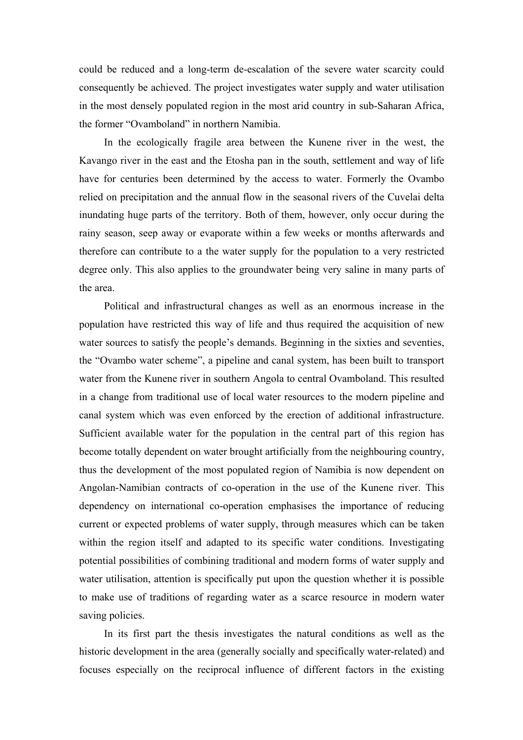could be reduced and a long-term de-escalation of the severe water scarcity could consequently be achieved. The project investigates water supply and water utilisation in the most densely populated region in the most arid country in sub-Saharan Africa, the former "Ovamboland" in northern Namibia.

In the ecologically fragile area between the Kunene river in the west, the Kavango river in the east and the Etosha pan in the south, settlement and way of life have for centuries been determined by the access to water. Formerly the Ovambo relied on precipitation and the annual flow in the seasonal rivers of the Cuvelai delta inundating huge parts of the territory. Both of them, however, only occur during the rainy season, seep away or evaporate within a few weeks or months afterwards and therefore can contribute to a the water supply for the population to a very restricted degree only. This also applies to the groundwater being very saline in many parts of the area.

Political and infrastructural changes as well as an enormous increase in the population have restricted this way of life and thus required the acquisition of new water sources to satisfy the people's demands. Beginning in the sixties and seventies, the "Ovambo water scheme", a pipeline and canal system, has been built to transport water from the Kunene river in southern Angola to central Ovamboland. This resulted in a change from traditional use of local water resources to the modern pipeline and canal system which was even enforced by the erection of additional infrastructure. Sufficient available water for the population in the central part of this region has become totally dependent on water brought artificially from the neighbouring country, thus the development of the most populated region of Namibia is now dependent on Angolan-Namibian contracts of co-operation in the use of the Kunene river. This dependency on international co-operation emphasises the importance of reducing current or expected problems of water supply, through measures which can be taken within the region itself and adapted to its specific water conditions. Investigating potential possibilities of combining traditional and modern forms of water supply and water utilisation, attention is specifically put upon the question whether it is possible to make use of traditions of regarding water as a scarce resource in modern water saving policies.

In its first part the thesis investigates the natural conditions as well as the historic development in the area (generally socially and specifically water-related) and focuses especially on the reciprocal influence of different factors in the existing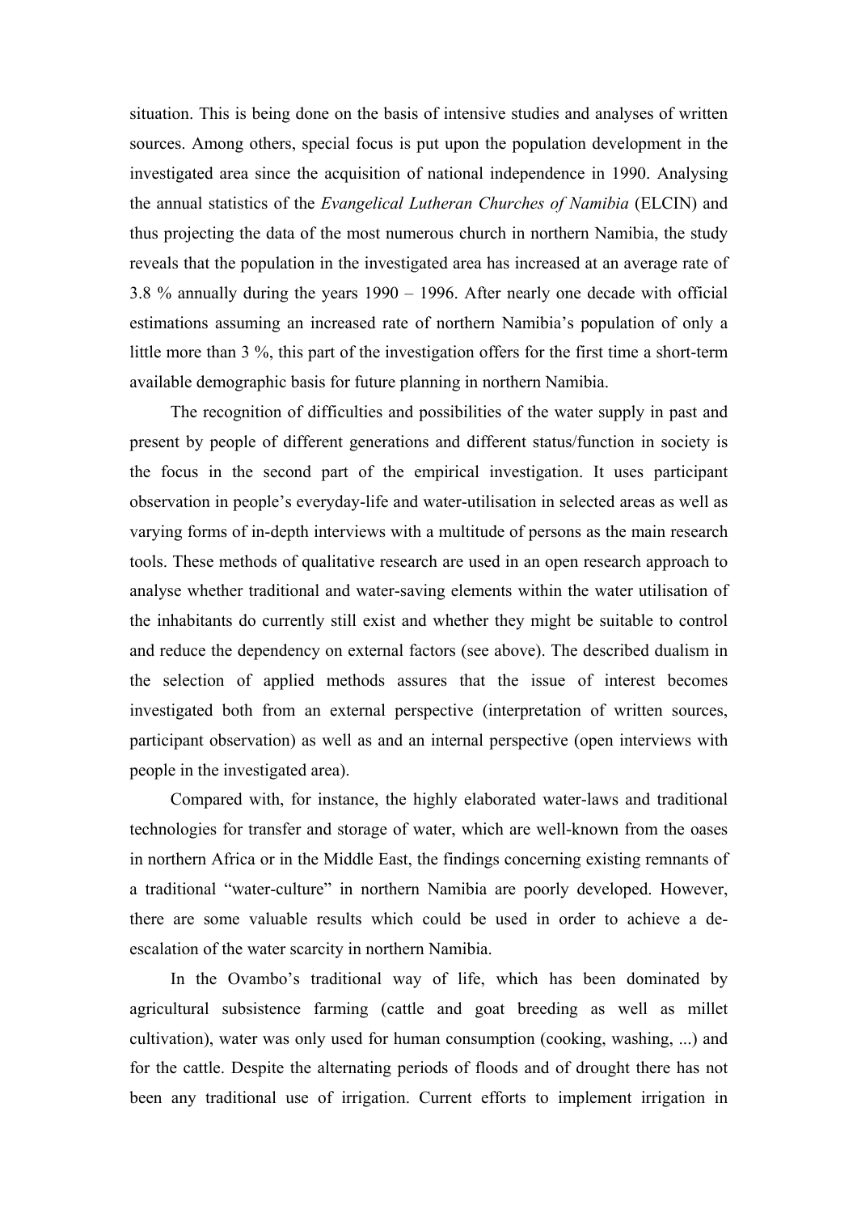situation. This is being done on the basis of intensive studies and analyses of written sources. Among others, special focus is put upon the population development in the investigated area since the acquisition of national independence in 1990. Analysing the annual statistics of the *Evangelical Lutheran Churches of Namibia* (ELCIN) and thus projecting the data of the most numerous church in northern Namibia, the study reveals that the population in the investigated area has increased at an average rate of 3.8 % annually during the years 1990 – 1996. After nearly one decade with official estimations assuming an increased rate of northern Namibia's population of only a little more than 3 %, this part of the investigation offers for the first time a short-term available demographic basis for future planning in northern Namibia.

The recognition of difficulties and possibilities of the water supply in past and present by people of different generations and different status/function in society is the focus in the second part of the empirical investigation. It uses participant observation in people's everyday-life and water-utilisation in selected areas as well as varying forms of in-depth interviews with a multitude of persons as the main research tools. These methods of qualitative research are used in an open research approach to analyse whether traditional and water-saving elements within the water utilisation of the inhabitants do currently still exist and whether they might be suitable to control and reduce the dependency on external factors (see above). The described dualism in the selection of applied methods assures that the issue of interest becomes investigated both from an external perspective (interpretation of written sources, participant observation) as well as and an internal perspective (open interviews with people in the investigated area).

Compared with, for instance, the highly elaborated water-laws and traditional technologies for transfer and storage of water, which are well-known from the oases in northern Africa or in the Middle East, the findings concerning existing remnants of a traditional "water-culture" in northern Namibia are poorly developed. However, there are some valuable results which could be used in order to achieve a de-escalation of the water scarcity in northern Namibia.

In the Ovambo's traditional way of life, which has been dominated by agricultural subsistence farming (cattle and goat breeding as well as millet cultivation), water was only used for human consumption (cooking, washing, ...) and for the cattle. Despite the alternating periods of floods and of drought there has not been any traditional use of irrigation. Current efforts to implement irrigation in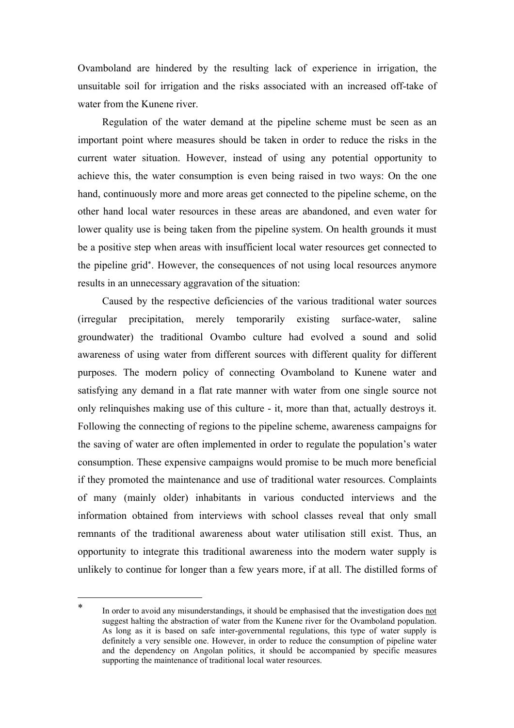Ovamboland are hindered by the resulting lack of experience in irrigation, the unsuitable soil for irrigation and the risks associated with an increased off-take of water from the Kunene river.

Regulation of the water demand at the pipeline scheme must be seen as an important point where measures should be taken in order to reduce the risks in the current water situation. However, instead of using any potential opportunity to achieve this, the water consumption is even being raised in two ways: On the one hand, continuously more and more areas get connected to the pipeline scheme, on the other hand local water resources in these areas are abandoned, and even water for lower quality use is being taken from the pipeline system. On health grounds it must be a positive step when areas with insufficient local water resources get connected to the pipeline grid*. However, the consequences of not using local resources anymore results in an unnecessary aggravation of the situation:

Caused by the respective deficiencies of the various traditional water sources (irregular precipitation, merely temporarily existing surface-water, saline groundwater) the traditional Ovambo culture had evolved a sound and solid awareness of using water from different sources with different quality for different purposes. The modern policy of connecting Ovamboland to Kunene water and satisfying any demand in a flat rate manner with water from one single source not only relinquishes making use of this culture - it, more than that, actually destroys it. Following the connecting of regions to the pipeline scheme, awareness campaigns for the saving of water are often implemented in order to regulate the population's water consumption. These expensive campaigns would promise to be much more beneficial if they promoted the maintenance and use of traditional water resources. Complaints of many (mainly older) inhabitants in various conducted interviews and the information obtained from interviews with school classes reveal that only small remnants of the traditional awareness about water utilisation still exist. Thus, an opportunity to integrate this traditional awareness into the modern water supply is unlikely to continue for longer than a few years more, if at all. The distilled forms of

---

* In order to avoid any misunderstandings, it should be emphasised that the investigation does <u>not</u> suggest halting the abstraction of water from the Kunene river for the Ovamboland population. As long as it is based on safe inter-governmental regulations, this type of water supply is definitely a very sensible one. However, in order to reduce the consumption of pipeline water and the dependency on Angolan politics, it should be accompanied by specific measures supporting the maintenance of traditional local water resources.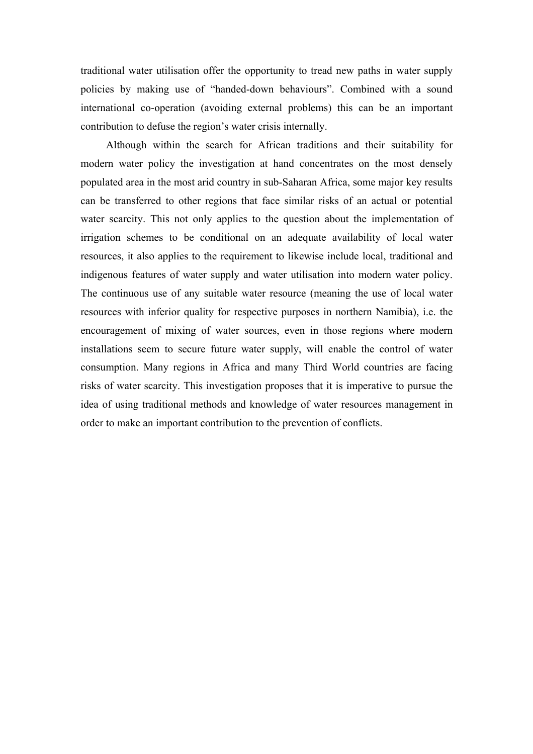traditional water utilisation offer the opportunity to tread new paths in water supply policies by making use of “handed-down behaviours”. Combined with a sound international co-operation (avoiding external problems) this can be an important contribution to defuse the region’s water crisis internally.

Although within the search for African traditions and their suitability for modern water policy the investigation at hand concentrates on the most densely populated area in the most arid country in sub-Saharan Africa, some major key results can be transferred to other regions that face similar risks of an actual or potential water scarcity. This not only applies to the question about the implementation of irrigation schemes to be conditional on an adequate availability of local water resources, it also applies to the requirement to likewise include local, traditional and indigenous features of water supply and water utilisation into modern water policy. The continuous use of any suitable water resource (meaning the use of local water resources with inferior quality for respective purposes in northern Namibia), i.e. the encouragement of mixing of water sources, even in those regions where modern installations seem to secure future water supply, will enable the control of water consumption. Many regions in Africa and many Third World countries are facing risks of water scarcity. This investigation proposes that it is imperative to pursue the idea of using traditional methods and knowledge of water resources management in order to make an important contribution to the prevention of conflicts.